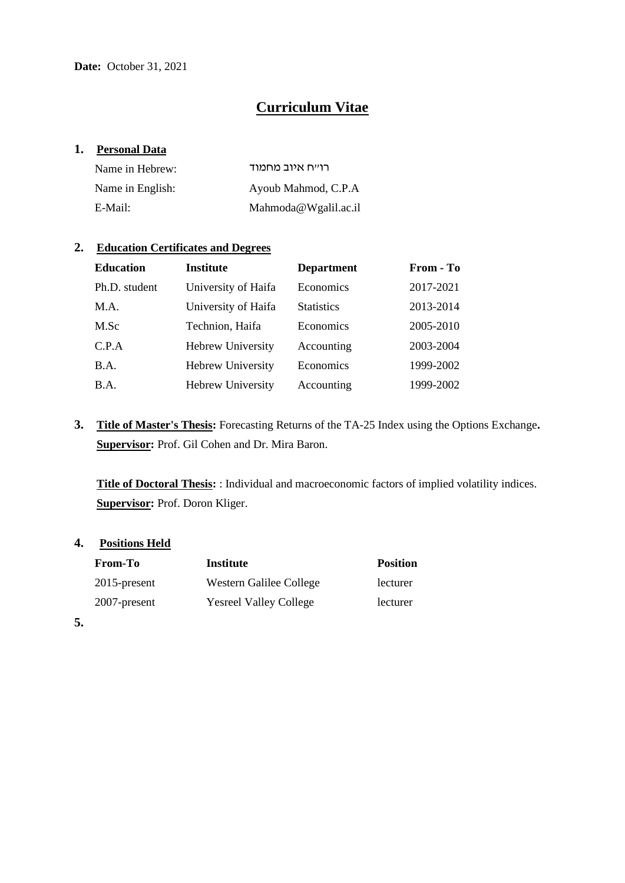**Date:** October 31, 2021

# Curriculum Vitae

## 1. Personal Data

| | |
|---|---|
| Name in Hebrew: | רו"ח איוב מחמוד |
| Name in English: | Ayoub Mahmod, C.P.A |
| E-Mail: | Mahmoda@Wgalil.ac.il |

## 2. Education Certificates and Degrees

| Education | Institute | Department | From - To |
|---|---|---|---|
| Ph.D. student | University of Haifa | Economics | 2017-2021 |
| M.A. | University of Haifa | Statistics | 2013-2014 |
| M.Sc | Technion, Haifa | Economics | 2005-2010 |
| C.P.A | Hebrew University | Accounting | 2003-2004 |
| B.A. | Hebrew University | Economics | 1999-2002 |
| B.A. | Hebrew University | Accounting | 1999-2002 |

## 3. **Title of Master's Thesis:** Forecasting Returns of the TA-25 Index using the Options Exchange**.**

**Supervisor:** Prof. Gil Cohen and Dr. Mira Baron.

**Title of Doctoral Thesis:** : Individual and macroeconomic factors of implied volatility indices.

**Supervisor:** Prof. Doron Kliger.

## 4. Positions Held

| From-To | Institute | Position |
|---|---|---|
| 2015-present | Western Galilee College | lecturer |
| 2007-present | Yesreel Valley College | lecturer |

**5.**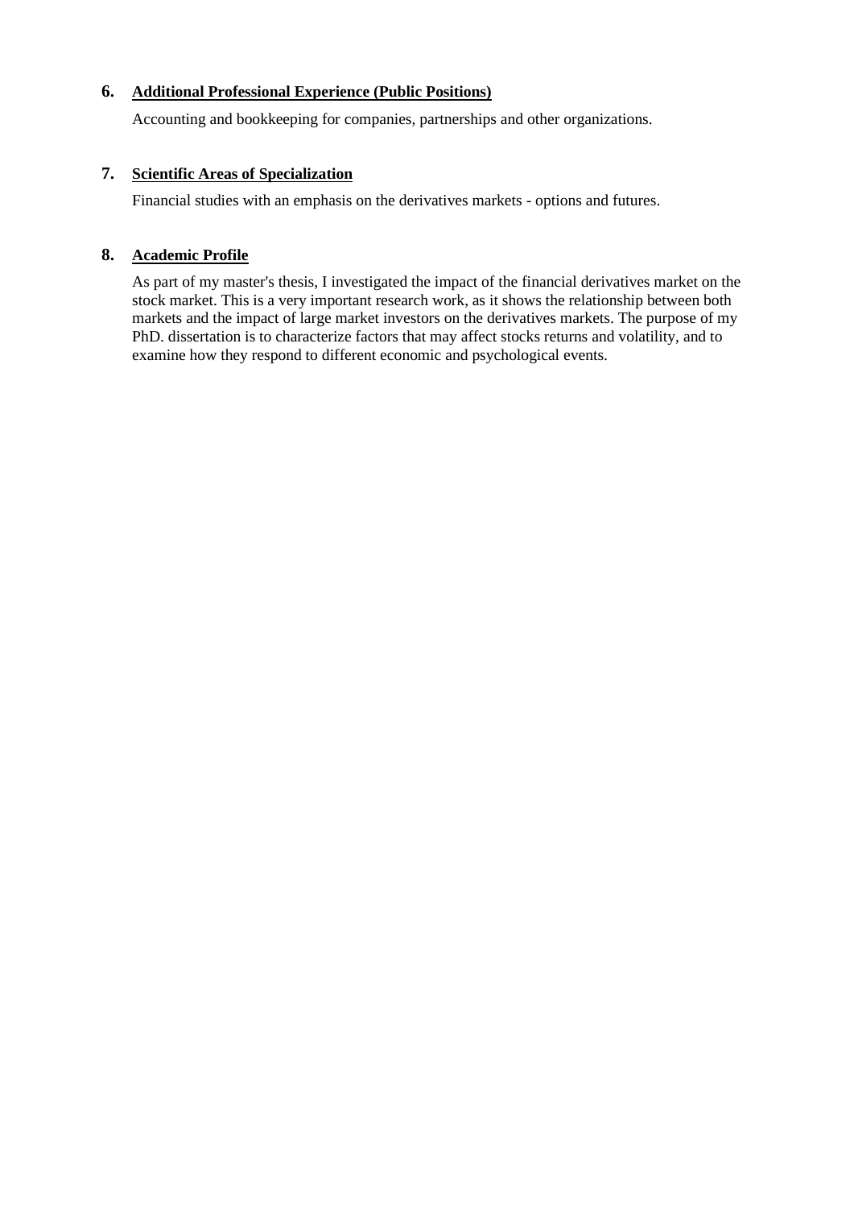## 6. Additional Professional Experience (Public Positions)

Accounting and bookkeeping for companies, partnerships and other organizations.

## 7. Scientific Areas of Specialization

Financial studies with an emphasis on the derivatives markets - options and futures.

## 8. Academic Profile

As part of my master's thesis, I investigated the impact of the financial derivatives market on the stock market. This is a very important research work, as it shows the relationship between both markets and the impact of large market investors on the derivatives markets. The purpose of my PhD. dissertation is to characterize factors that may affect stocks returns and volatility, and to examine how they respond to different economic and psychological events.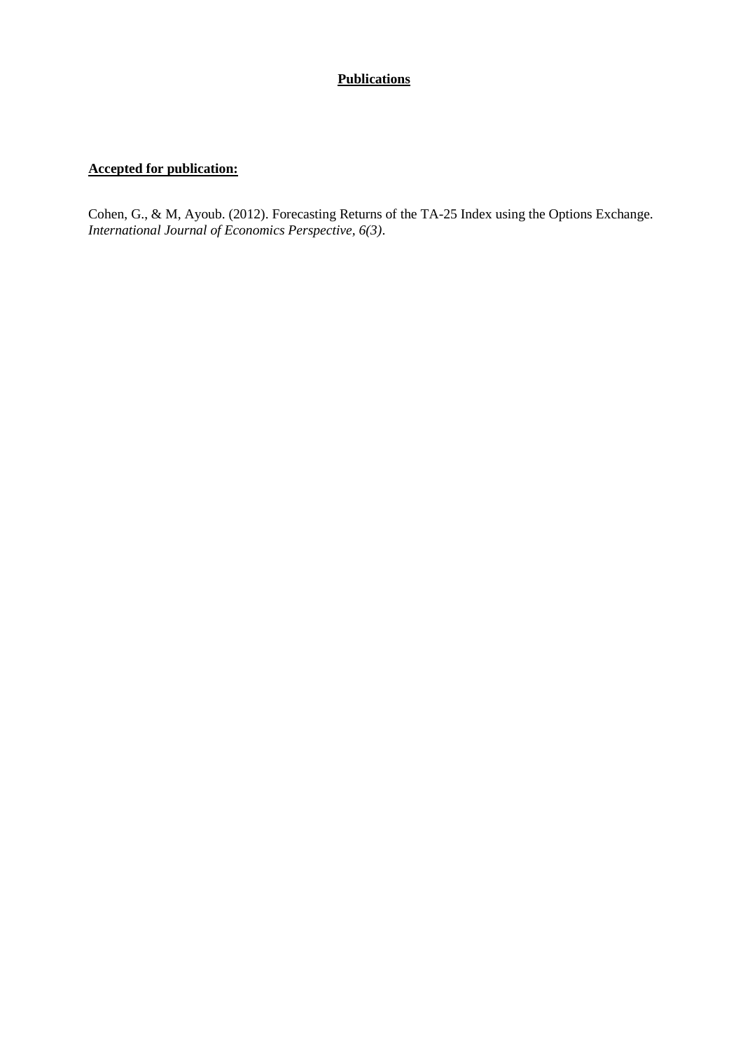## Publications

**Accepted for publication:**

Cohen, G., & M, Ayoub. (2012). Forecasting Returns of the TA-25 Index using the Options Exchange. *International Journal of Economics Perspective, 6(3)*.